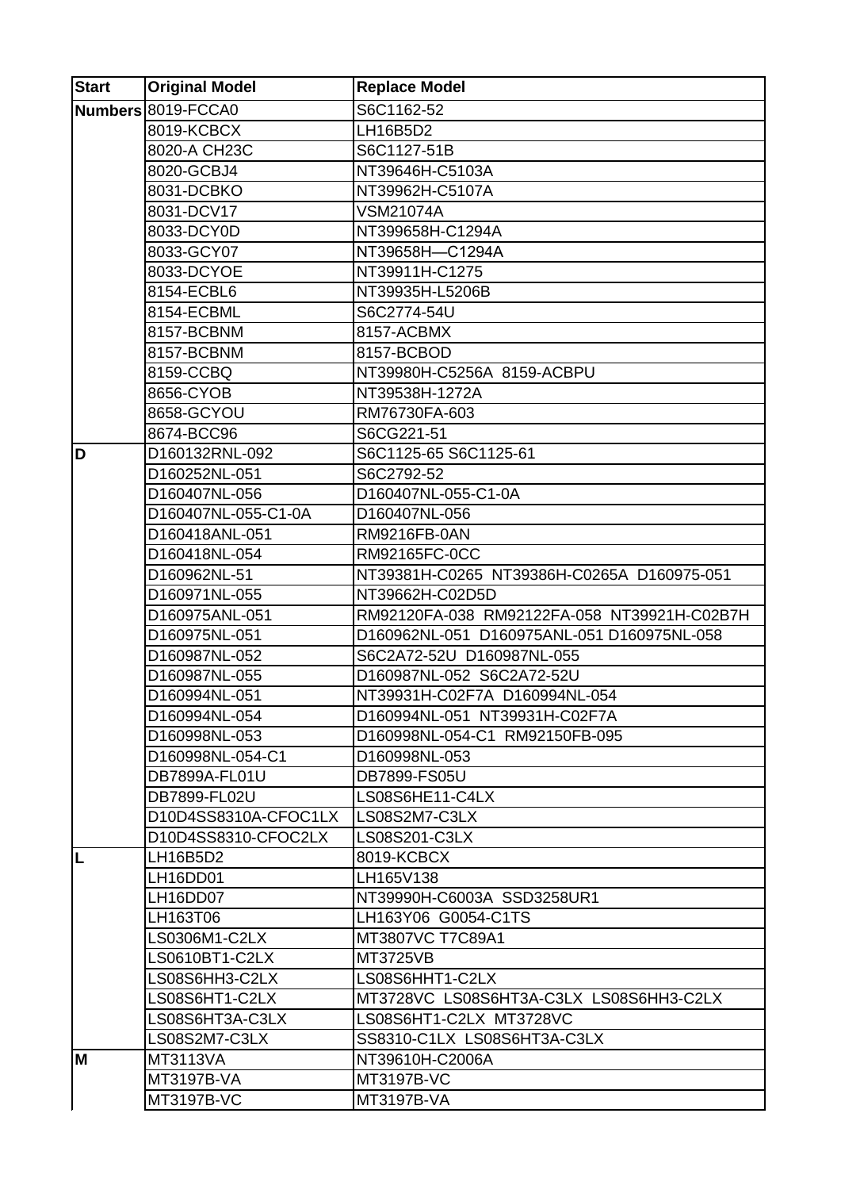| Start | Original Model | Replace Model |
|---|---|---|
| Numbers | 8019-FCCA0 | S6C1162-52 |
| | 8019-KCBCX | LH16B5D2 |
| | 8020-A CH23C | S6C1127-51B |
| | 8020-GCBJ4 | NT39646H-C5103A |
| | 8031-DCBKO | NT39962H-C5107A |
| | 8031-DCV17 | VSM21074A |
| | 8033-DCY0D | NT399658H-C1294A |
| | 8033-GCY07 | NT39658H—C1294A |
| | 8033-DCYOE | NT39911H-C1275 |
| | 8154-ECBL6 | NT39935H-L5206B |
| | 8154-ECBML | S6C2774-54U |
| | 8157-BCBNM | 8157-ACBMX |
| | 8157-BCBNM | 8157-BCBOD |
| | 8159-CCBQ | NT39980H-C5256A 8159-ACBPU |
| | 8656-CYOB | NT39538H-1272A |
| | 8658-GCYOU | RM76730FA-603 |
| | 8674-BCC96 | S6CG221-51 |
| D | D160132RNL-092 | S6C1125-65 S6C1125-61 |
| | D160252NL-051 | S6C2792-52 |
| | D160407NL-056 | D160407NL-055-C1-0A |
| | D160407NL-055-C1-0A | D160407NL-056 |
| | D160418ANL-051 | RM9216FB-0AN |
| | D160418NL-054 | RM92165FC-0CC |
| | D160962NL-51 | NT39381H-C0265 NT39386H-C0265A D160975-051 |
| | D160971NL-055 | NT39662H-C02D5D |
| | D160975ANL-051 | RM92120FA-038 RM92122FA-058 NT39921H-C02B7H |
| | D160975NL-051 | D160962NL-051 D160975ANL-051 D160975NL-058 |
| | D160987NL-052 | S6C2A72-52U D160987NL-055 |
| | D160987NL-055 | D160987NL-052 S6C2A72-52U |
| | D160994NL-051 | NT39931H-C02F7A D160994NL-054 |
| | D160994NL-054 | D160994NL-051 NT39931H-C02F7A |
| | D160998NL-053 | D160998NL-054-C1 RM92150FB-095 |
| | D160998NL-054-C1 | D160998NL-053 |
| | DB7899A-FL01U | DB7899-FS05U |
| | DB7899-FL02U | LS08S6HE11-C4LX |
| | D10D4SS8310A-CFOC1LX | LS08S2M7-C3LX |
| | D10D4SS8310-CFOC2LX | LS08S201-C3LX |
| L | LH16B5D2 | 8019-KCBCX |
| | LH16DD01 | LH165V138 |
| | LH16DD07 | NT39990H-C6003A SSD3258UR1 |
| | LH163T06 | LH163Y06 G0054-C1TS |
| | LS0306M1-C2LX | MT3807VC T7C89A1 |
| | LS0610BT1-C2LX | MT3725VB |
| | LS08S6HH3-C2LX | LS08S6HHT1-C2LX |
| | LS08S6HT1-C2LX | MT3728VC LS08S6HT3A-C3LX LS08S6HH3-C2LX |
| | LS08S6HT3A-C3LX | LS08S6HT1-C2LX MT3728VC |
| | LS08S2M7-C3LX | SS8310-C1LX LS08S6HT3A-C3LX |
| M | MT3113VA | NT39610H-C2006A |
| | MT3197B-VA | MT3197B-VC |
| | MT3197B-VC | MT3197B-VA |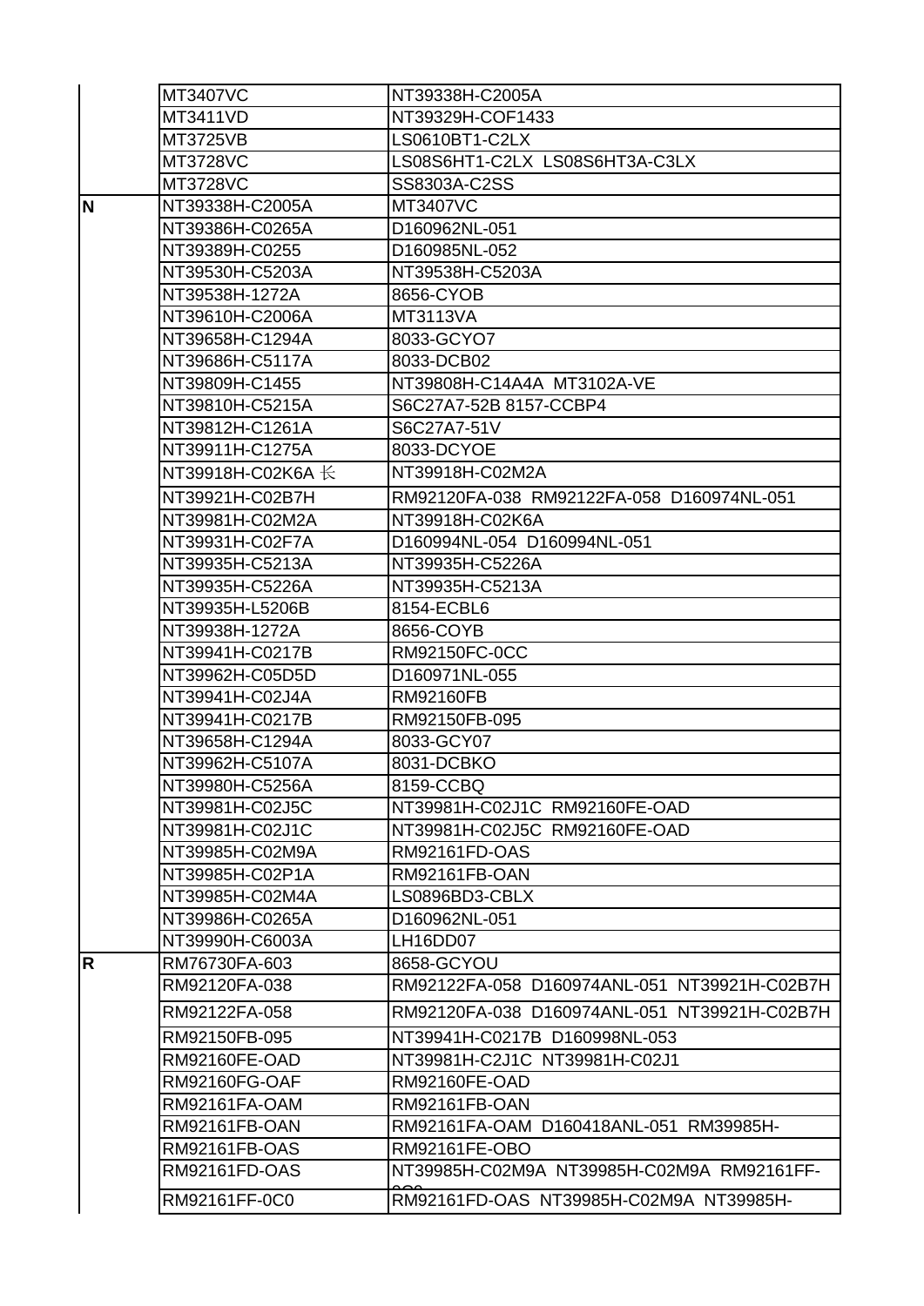|  |  |  |
|---|---|---|
|  | MT3407VC | NT39338H-C2005A |
|  | MT3411VD | NT39329H-COF1433 |
|  | MT3725VB | LS0610BT1-C2LX |
|  | MT3728VC | LS08S6HT1-C2LX LS08S6HT3A-C3LX |
|  | MT3728VC | SS8303A-C2SS |
| N | NT39338H-C2005A | MT3407VC |
|  | NT39386H-C0265A | D160962NL-051 |
|  | NT39389H-C0255 | D160985NL-052 |
|  | NT39530H-C5203A | NT39538H-C5203A |
|  | NT39538H-1272A | 8656-CYOB |
|  | NT39610H-C2006A | MT3113VA |
|  | NT39658H-C1294A | 8033-GCYO7 |
|  | NT39686H-C5117A | 8033-DCB02 |
|  | NT39809H-C1455 | NT39808H-C14A4A MT3102A-VE |
|  | NT39810H-C5215A | S6C27A7-52B 8157-CCBP4 |
|  | NT39812H-C1261A | S6C27A7-51V |
|  | NT39911H-C1275A | 8033-DCYOE |
|  | NT39918H-C02K6A 长 | NT39918H-C02M2A |
|  | NT39921H-C02B7H | RM92120FA-038 RM92122FA-058 D160974NL-051 |
|  | NT39981H-C02M2A | NT39918H-C02K6A |
|  | NT39931H-C02F7A | D160994NL-054 D160994NL-051 |
|  | NT39935H-C5213A | NT39935H-C5226A |
|  | NT39935H-C5226A | NT39935H-C5213A |
|  | NT39935H-L5206B | 8154-ECBL6 |
|  | NT39938H-1272A | 8656-COYB |
|  | NT39941H-C0217B | RM92150FC-0CC |
|  | NT39962H-C05D5D | D160971NL-055 |
|  | NT39941H-C02J4A | RM92160FB |
|  | NT39941H-C0217B | RM92150FB-095 |
|  | NT39658H-C1294A | 8033-GCY07 |
|  | NT39962H-C5107A | 8031-DCBKO |
|  | NT39980H-C5256A | 8159-CCBQ |
|  | NT39981H-C02J5C | NT39981H-C02J1C RM92160FE-OAD |
|  | NT39981H-C02J1C | NT39981H-C02J5C RM92160FE-OAD |
|  | NT39985H-C02M9A | RM92161FD-OAS |
|  | NT39985H-C02P1A | RM92161FB-OAN |
|  | NT39985H-C02M4A | LS0896BD3-CBLX |
|  | NT39986H-C0265A | D160962NL-051 |
|  | NT39990H-C6003A | LH16DD07 |
| R | RM76730FA-603 | 8658-GCYOU |
|  | RM92120FA-038 | RM92122FA-058 D160974ANL-051 NT39921H-C02B7H |
|  | RM92122FA-058 | RM92120FA-038 D160974ANL-051 NT39921H-C02B7H |
|  | RM92150FB-095 | NT39941H-C0217B D160998NL-053 |
|  | RM92160FE-OAD | NT39981H-C2J1C NT39981H-C02J1 |
|  | RM92160FG-OAF | RM92160FE-OAD |
|  | RM92161FA-OAM | RM92161FB-OAN |
|  | RM92161FB-OAN | RM92161FA-OAM D160418ANL-051 RM39985H- |
|  | RM92161FB-OAS | RM92161FE-OBO |
|  | RM92161FD-OAS | NT39985H-C02M9A NT39985H-C02M9A RM92161FF- |
|  | RM92161FF-0C0 | RM92161FD-OAS NT39985H-C02M9A NT39985H- |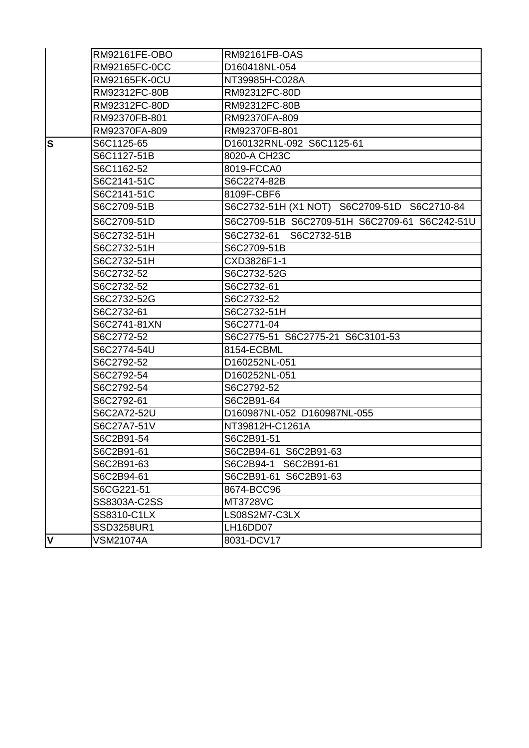| | | |
|---|---|---|
| | RM92161FE-OBO | RM92161FB-OAS |
| | RM92165FC-0CC | D160418NL-054 |
| | RM92165FK-0CU | NT39985H-C028A |
| | RM92312FC-80B | RM92312FC-80D |
| | RM92312FC-80D | RM92312FC-80B |
| | RM92370FB-801 | RM92370FA-809 |
| | RM92370FA-809 | RM92370FB-801 |
| **S** | S6C1125-65 | D160132RNL-092 S6C1125-61 |
| | S6C1127-51B | 8020-A CH23C |
| | S6C1162-52 | 8019-FCCA0 |
| | S6C2141-51C | S6C2274-82B |
| | S6C2141-51C | 8109F-CBF6 |
| | S6C2709-51B | S6C2732-51H (X1 NOT) S6C2709-51D S6C2710-84 |
| | S6C2709-51D | S6C2709-51B S6C2709-51H S6C2709-61 S6C242-51U |
| | S6C2732-51H | S6C2732-61 S6C2732-51B |
| | S6C2732-51H | S6C2709-51B |
| | S6C2732-51H | CXD3826F1-1 |
| | S6C2732-52 | S6C2732-52G |
| | S6C2732-52 | S6C2732-61 |
| | S6C2732-52G | S6C2732-52 |
| | S6C2732-61 | S6C2732-51H |
| | S6C2741-81XN | S6C2771-04 |
| | S6C2772-52 | S6C2775-51 S6C2775-21 S6C3101-53 |
| | S6C2774-54U | 8154-ECBML |
| | S6C2792-52 | D160252NL-051 |
| | S6C2792-54 | D160252NL-051 |
| | S6C2792-54 | S6C2792-52 |
| | S6C2792-61 | S6C2B91-64 |
| | S6C2A72-52U | D160987NL-052 D160987NL-055 |
| | S6C27A7-51V | NT39812H-C1261A |
| | S6C2B91-54 | S6C2B91-51 |
| | S6C2B91-61 | S6C2B94-61 S6C2B91-63 |
| | S6C2B91-63 | S6C2B94-1 S6C2B91-61 |
| | S6C2B94-61 | S6C2B91-61 S6C2B91-63 |
| | S6CG221-51 | 8674-BCC96 |
| | SS8303A-C2SS | MT3728VC |
| | SS8310-C1LX | LS08S2M7-C3LX |
| | SSD3258UR1 | LH16DD07 |
| **V** | VSM21074A | 8031-DCV17 |